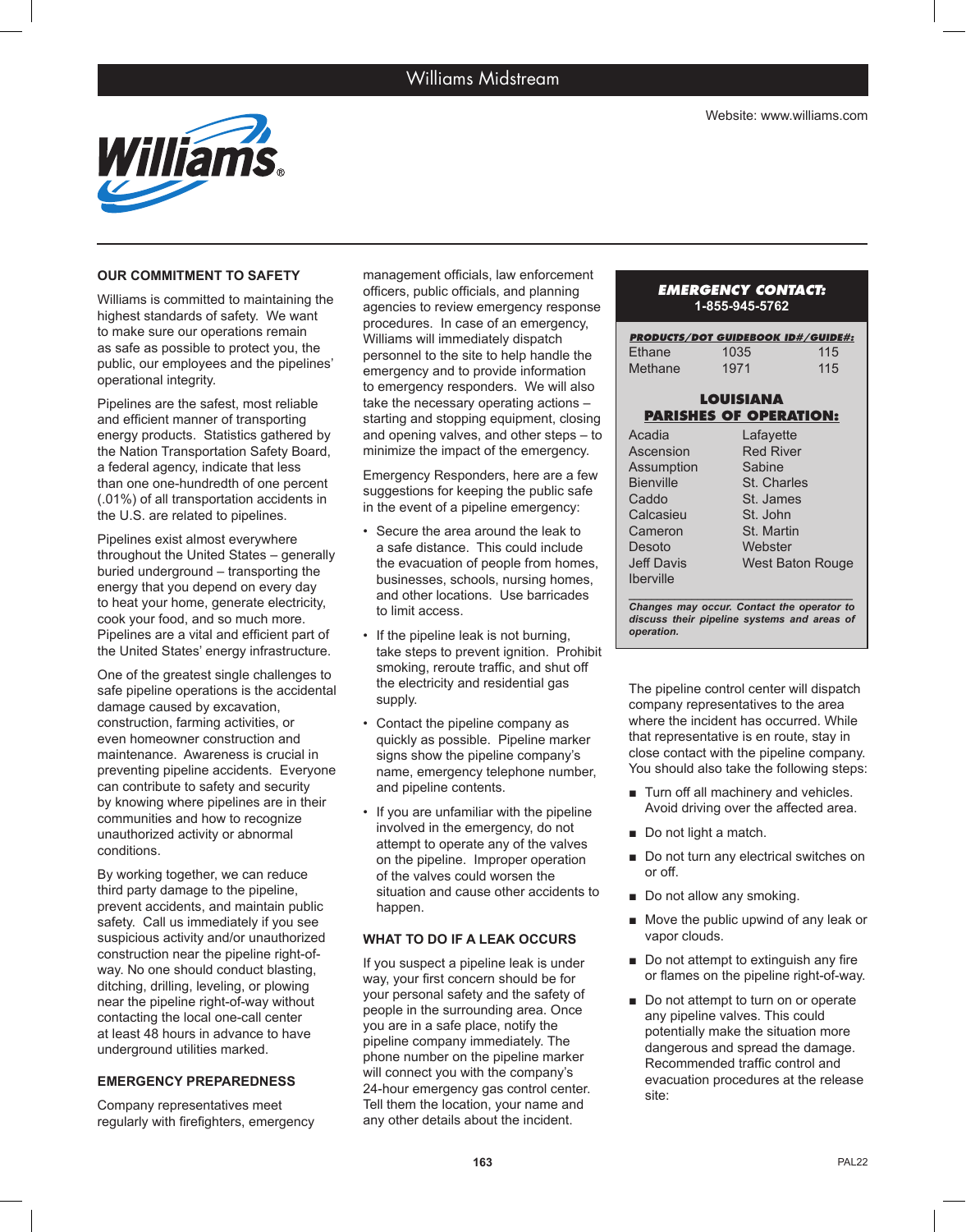# Williams Midstream

Website: www.williams.com

## OUR COMMITMENT TO SAFETY

Williams is committed to maintaining the highest standards of safety. We want to make sure our operations remain as safe as possible to protect you, the public, our employees and the pipelines' operational integrity.

Pipelines are the safest, most reliable and efficient manner of transporting energy products. Statistics gathered by the Nation Transportation Safety Board, a federal agency, indicate that less than one one-hundredth of one percent (.01%) of all transportation accidents in the U.S. are related to pipelines.

Pipelines exist almost everywhere throughout the United States – generally buried underground – transporting the energy that you depend on every day to heat your home, generate electricity, cook your food, and so much more. Pipelines are a vital and efficient part of the United States' energy infrastructure.

One of the greatest single challenges to safe pipeline operations is the accidental damage caused by excavation, construction, farming activities, or even homeowner construction and maintenance. Awareness is crucial in preventing pipeline accidents. Everyone can contribute to safety and security by knowing where pipelines are in their communities and how to recognize unauthorized activity or abnormal conditions.

By working together, we can reduce third party damage to the pipeline, prevent accidents, and maintain public safety. Call us immediately if you see suspicious activity and/or unauthorized construction near the pipeline right-of-way. No one should conduct blasting, ditching, drilling, leveling, or plowing near the pipeline right-of-way without contacting the local one-call center at least 48 hours in advance to have underground utilities marked.

## EMERGENCY PREPAREDNESS

Company representatives meet regularly with firefighters, emergency management officials, law enforcement officers, public officials, and planning agencies to review emergency response procedures. In case of an emergency, Williams will immediately dispatch personnel to the site to help handle the emergency and to provide information to emergency responders. We will also take the necessary operating actions – starting and stopping equipment, closing and opening valves, and other steps – to minimize the impact of the emergency.

Emergency Responders, here are a few suggestions for keeping the public safe in the event of a pipeline emergency:

- Secure the area around the leak to a safe distance. This could include the evacuation of people from homes, businesses, schools, nursing homes, and other locations. Use barricades to limit access.
- If the pipeline leak is not burning, take steps to prevent ignition. Prohibit smoking, reroute traffic, and shut off the electricity and residential gas supply.
- Contact the pipeline company as quickly as possible. Pipeline marker signs show the pipeline company's name, emergency telephone number, and pipeline contents.
- If you are unfamiliar with the pipeline involved in the emergency, do not attempt to operate any of the valves on the pipeline. Improper operation of the valves could worsen the situation and cause other accidents to happen.

## WHAT TO DO IF A LEAK OCCURS

If you suspect a pipeline leak is under way, your first concern should be for your personal safety and the safety of people in the surrounding area. Once you are in a safe place, notify the pipeline company immediately. The phone number on the pipeline marker will connect you with the company's 24-hour emergency gas control center. Tell them the location, your name and any other details about the incident.

**EMERGENCY CONTACT:**
**1-855-945-5762**

**PRODUCTS/DOT GUIDEBOOK ID#/GUIDE#:**

| Product | ID# | Guide# |
|---|---|---|
| Ethane | 1035 | 115 |
| Methane | 1971 | 115 |

**LOUISIANA PARISHES OF OPERATION:**

| | |
|---|---|
| Acadia | Lafayette |
| Ascension | Red River |
| Assumption | Sabine |
| Bienville | St. Charles |
| Caddo | St. James |
| Calcasieu | St. John |
| Cameron | St. Martin |
| Desoto | Webster |
| Jeff Davis | West Baton Rouge |
| Iberville | |

***Changes may occur. Contact the operator to discuss their pipeline systems and areas of operation.***

The pipeline control center will dispatch company representatives to the area where the incident has occurred. While that representative is en route, stay in close contact with the pipeline company. You should also take the following steps:

- Turn off all machinery and vehicles. Avoid driving over the affected area.
- Do not light a match.
- Do not turn any electrical switches on or off.
- Do not allow any smoking.
- Move the public upwind of any leak or vapor clouds.
- Do not attempt to extinguish any fire or flames on the pipeline right-of-way.
- Do not attempt to turn on or operate any pipeline valves. This could potentially make the situation more dangerous and spread the damage. Recommended traffic control and evacuation procedures at the release site: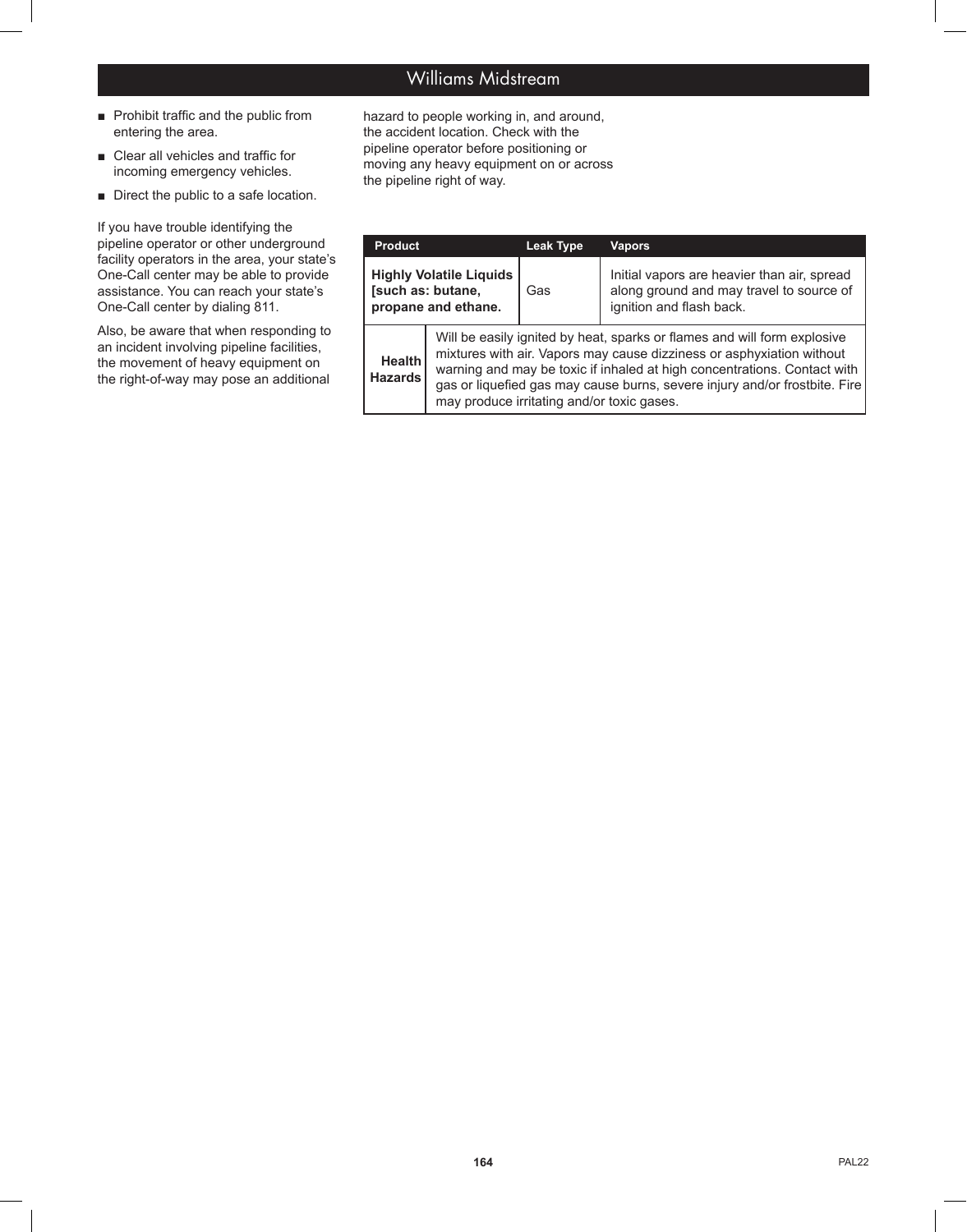- Prohibit traffic and the public from entering the area.
- Clear all vehicles and traffic for incoming emergency vehicles.
- Direct the public to a safe location.

If you have trouble identifying the pipeline operator or other underground facility operators in the area, your state's One-Call center may be able to provide assistance. You can reach your state's One-Call center by dialing 811.

Also, be aware that when responding to an incident involving pipeline facilities, the movement of heavy equipment on the right-of-way may pose an additional hazard to people working in, and around, the accident location. Check with the pipeline operator before positioning or moving any heavy equipment on or across the pipeline right of way.

| Product | | Leak Type | Vapors |
|---|---|---|---|
| **Highly Volatile Liquids [such as: butane, propane and ethane.** | | Gas | Initial vapors are heavier than air, spread along ground and may travel to source of ignition and flash back. |
| **Health Hazards** | Will be easily ignited by heat, sparks or flames and will form explosive mixtures with air. Vapors may cause dizziness or asphyxiation without warning and may be toxic if inhaled at high concentrations. Contact with gas or liquefied gas may cause burns, severe injury and/or frostbite. Fire may produce irritating and/or toxic gases. | | |